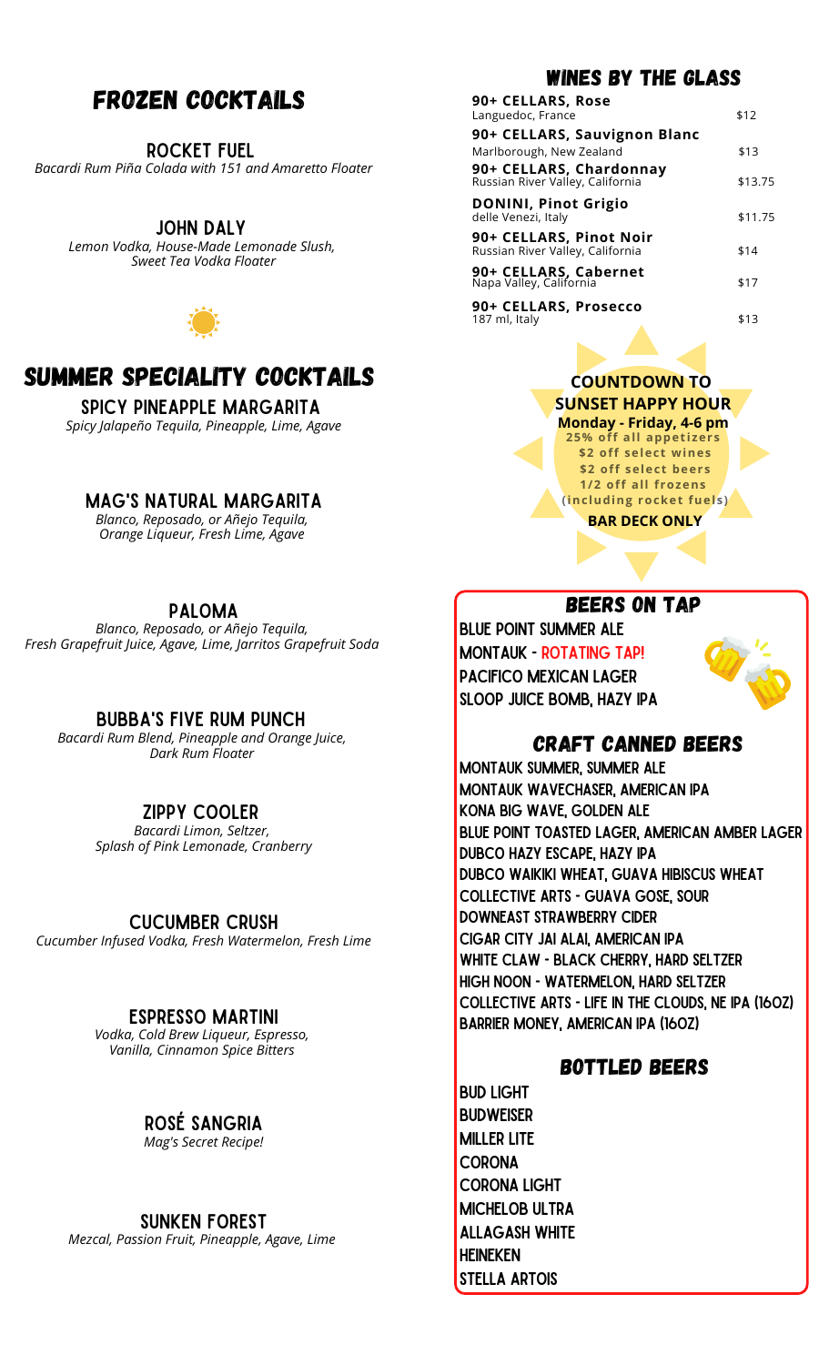# FROZEN COCKTAILS

### ROCKET FUEL
*Bacardi Rum Piña Colada with 151 and Amaretto Floater*

### JOHN DALY
*Lemon Vodka, House-Made Lemonade Slush, Sweet Tea Vodka Floater*

# SUMMER SPECIALITY COCKTAILS

### SPICY PINEAPPLE MARGARITA
*Spicy Jalapeño Tequila, Pineapple, Lime, Agave*

### MAG'S NATURAL MARGARITA
*Blanco, Reposado, or Añejo Tequila, Orange Liqueur, Fresh Lime, Agave*

### PALOMA
*Blanco, Reposado, or Añejo Tequila, Fresh Grapefruit Juice, Agave, Lime, Jarritos Grapefruit Soda*

### BUBBA'S FIVE RUM PUNCH
*Bacardi Rum Blend, Pineapple and Orange Juice, Dark Rum Floater*

### ZIPPY COOLER
*Bacardi Limon, Seltzer, Splash of Pink Lemonade, Cranberry*

### CUCUMBER CRUSH
*Cucumber Infused Vodka, Fresh Watermelon, Fresh Lime*

### ESPRESSO MARTINI
*Vodka, Cold Brew Liqueur, Espresso, Vanilla, Cinnamon Spice Bitters*

### ROSÉ SANGRIA
*Mag's Secret Recipe!*

### SUNKEN FOREST
*Mezcal, Passion Fruit, Pineapple, Agave, Lime*

# WINES BY THE GLASS

| Wine | Price |
| --- | --- |
| **90+ CELLARS, Rose**<br>Languedoc, France | $12 |
| **90+ CELLARS, Sauvignon Blanc**<br>Marlborough, New Zealand | $13 |
| **90+ CELLARS, Chardonnay**<br>Russian River Valley, California | $13.75 |
| **DONINI, Pinot Grigio**<br>delle Venezi, Italy | $11.75 |
| **90+ CELLARS, Pinot Noir**<br>Russian River Valley, California | $14 |
| **90+ CELLARS, Cabernet**<br>Napa Valley, California | $17 |
| **90+ CELLARS, Prosecco**<br>187 ml, Italy | $13 |

**COUNTDOWN TO SUNSET HAPPY HOUR**

**Monday - Friday, 4-6 pm**

**25% off all appetizers**
**$2 off select wines**
**$2 off select beers**
**1/2 off all frozens**
**(including rocket fuels)**

**BAR DECK ONLY**

# BEERS ON TAP

- BLUE POINT SUMMER ALE
- MONTAUK - ROTATING TAP!
- PACIFICO MEXICAN LAGER
- SLOOP JUICE BOMB, HAZY IPA

# CRAFT CANNED BEERS

- MONTAUK SUMMER, SUMMER ALE
- MONTAUK WAVECHASER, AMERICAN IPA
- KONA BIG WAVE, GOLDEN ALE
- BLUE POINT TOASTED LAGER, AMERICAN AMBER LAGER
- DUBCO HAZY ESCAPE, HAZY IPA
- DUBCO WAIKIKI WHEAT, GUAVA HIBISCUS WHEAT
- COLLECTIVE ARTS - GUAVA GOSE, SOUR
- DOWNEAST STRAWBERRY CIDER
- CIGAR CITY JAI ALAI, AMERICAN IPA
- WHITE CLAW - BLACK CHERRY, HARD SELTZER
- HIGH NOON - WATERMELON, HARD SELTZER
- COLLECTIVE ARTS - LIFE IN THE CLOUDS, NE IPA (16OZ)
- BARRIER MONEY, AMERICAN IPA (16OZ)

# BOTTLED BEERS

- BUD LIGHT
- BUDWEISER
- MILLER LITE
- CORONA
- CORONA LIGHT
- MICHELOB ULTRA
- ALLAGASH WHITE
- HEINEKEN
- STELLA ARTOIS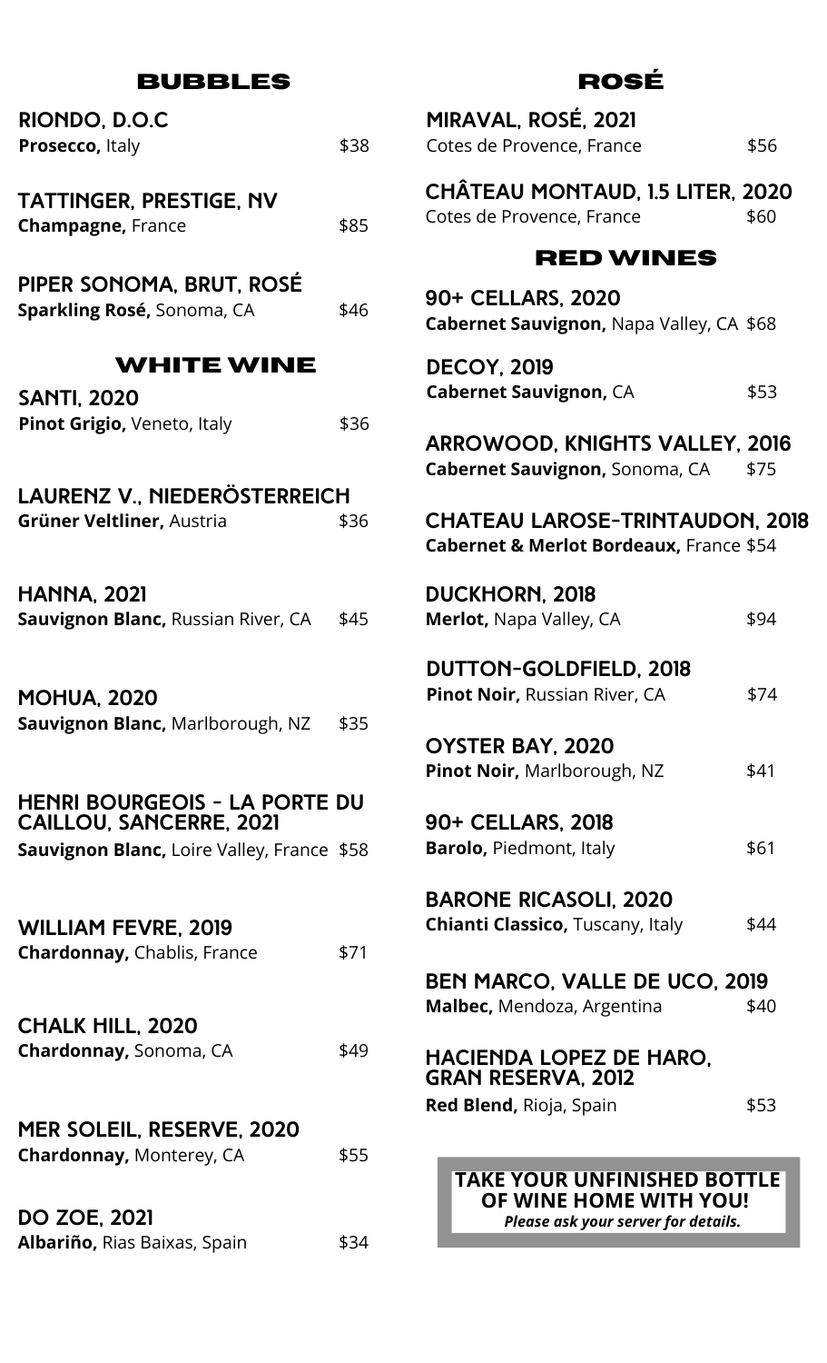## BUBBLES

**RIONDO, D.O.C**
**Prosecco,** Italy — $38

**TATTINGER, PRESTIGE, NV**
**Champagne,** France — $85

**PIPER SONOMA, BRUT, ROSÉ**
**Sparkling Rosé,** Sonoma, CA — $46

## WHITE WINE

**SANTI, 2020**
**Pinot Grigio,** Veneto, Italy — $36

**LAURENZ V., NIEDERÖSTERREICH**
**Grüner Veltliner,** Austria — $36

**HANNA, 2021**
**Sauvignon Blanc,** Russian River, CA — $45

**MOHUA, 2020**
**Sauvignon Blanc,** Marlborough, NZ — $35

**HENRI BOURGEOIS - LA PORTE DU CAILLOU, SANCERRE, 2021**
**Sauvignon Blanc,** Loire Valley, France — $58

**WILLIAM FEVRE, 2019**
**Chardonnay,** Chablis, France — $71

**CHALK HILL, 2020**
**Chardonnay,** Sonoma, CA — $49

**MER SOLEIL, RESERVE, 2020**
**Chardonnay,** Monterey, CA — $55

**DO ZOE, 2021**
**Albariño,** Rias Baixas, Spain — $34

## ROSÉ

**MIRAVAL, ROSÉ, 2021**
Cotes de Provence, France — $56

**CHÂTEAU MONTAUD, 1.5 LITER, 2020**
Cotes de Provence, France — $60

## RED WINES

**90+ CELLARS, 2020**
**Cabernet Sauvignon,** Napa Valley, CA — $68

**DECOY, 2019**
**Cabernet Sauvignon,** CA — $53

**ARROWOOD, KNIGHTS VALLEY, 2016**
**Cabernet Sauvignon,** Sonoma, CA — $75

**CHATEAU LAROSE-TRINTAUDON, 2018**
**Cabernet & Merlot Bordeaux,** France — $54

**DUCKHORN, 2018**
**Merlot,** Napa Valley, CA — $94

**DUTTON-GOLDFIELD, 2018**
**Pinot Noir,** Russian River, CA — $74

**OYSTER BAY, 2020**
**Pinot Noir,** Marlborough, NZ — $41

**90+ CELLARS, 2018**
**Barolo,** Piedmont, Italy — $61

**BARONE RICASOLI, 2020**
**Chianti Classico,** Tuscany, Italy — $44

**BEN MARCO, VALLE DE UCO, 2019**
**Malbec,** Mendoza, Argentina — $40

**HACIENDA LOPEZ DE HARO, GRAN RESERVA, 2012**
**Red Blend,** Rioja, Spain — $53

**TAKE YOUR UNFINISHED BOTTLE OF WINE HOME WITH YOU!**
***Please ask your server for details.***